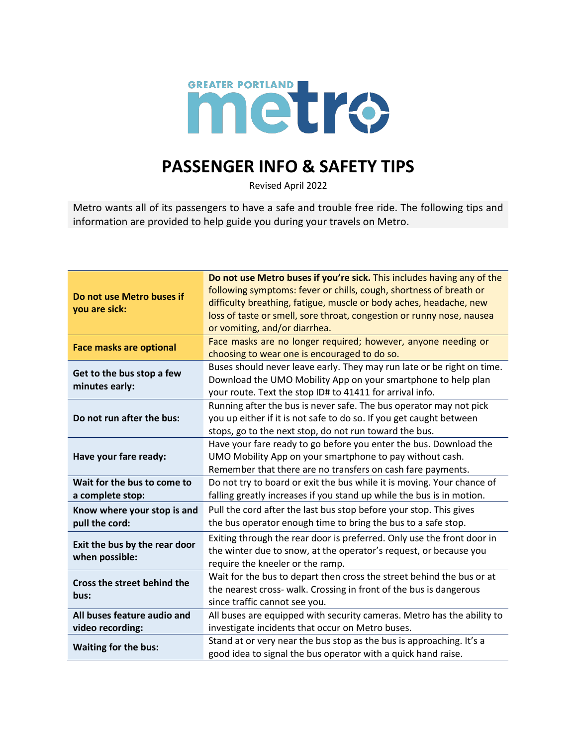GREATER PORTLAND **metro**

# PASSENGER INFO & SAFETY TIPS

Revised April 2022

Metro wants all of its passengers to have a safe and trouble free ride. The following tips and information are provided to help guide you during your travels on Metro.

| | |
|---|---|
| **Do not use Metro buses if you are sick:** | **Do not use Metro buses if you're sick.** This includes having any of the following symptoms: fever or chills, cough, shortness of breath or difficulty breathing, fatigue, muscle or body aches, headache, new loss of taste or smell, sore throat, congestion or runny nose, nausea or vomiting, and/or diarrhea. |
| **Face masks are optional** | Face masks are no longer required; however, anyone needing or choosing to wear one is encouraged to do so. |
| **Get to the bus stop a few minutes early:** | Buses should never leave early. They may run late or be right on time. Download the UMO Mobility App on your smartphone to help plan your route. Text the stop ID# to 41411 for arrival info. |
| **Do not run after the bus:** | Running after the bus is never safe. The bus operator may not pick you up either if it is not safe to do so. If you get caught between stops, go to the next stop, do not run toward the bus. |
| **Have your fare ready:** | Have your fare ready to go before you enter the bus. Download the UMO Mobility App on your smartphone to pay without cash. Remember that there are no transfers on cash fare payments. |
| **Wait for the bus to come to a complete stop:** | Do not try to board or exit the bus while it is moving. Your chance of falling greatly increases if you stand up while the bus is in motion. |
| **Know where your stop is and pull the cord:** | Pull the cord after the last bus stop before your stop. This gives the bus operator enough time to bring the bus to a safe stop. |
| **Exit the bus by the rear door when possible:** | Exiting through the rear door is preferred. Only use the front door in the winter due to snow, at the operator's request, or because you require the kneeler or the ramp. |
| **Cross the street behind the bus:** | Wait for the bus to depart then cross the street behind the bus or at the nearest cross- walk. Crossing in front of the bus is dangerous since traffic cannot see you. |
| **All buses feature audio and video recording:** | All buses are equipped with security cameras. Metro has the ability to investigate incidents that occur on Metro buses. |
| **Waiting for the bus:** | Stand at or very near the bus stop as the bus is approaching. It's a good idea to signal the bus operator with a quick hand raise. |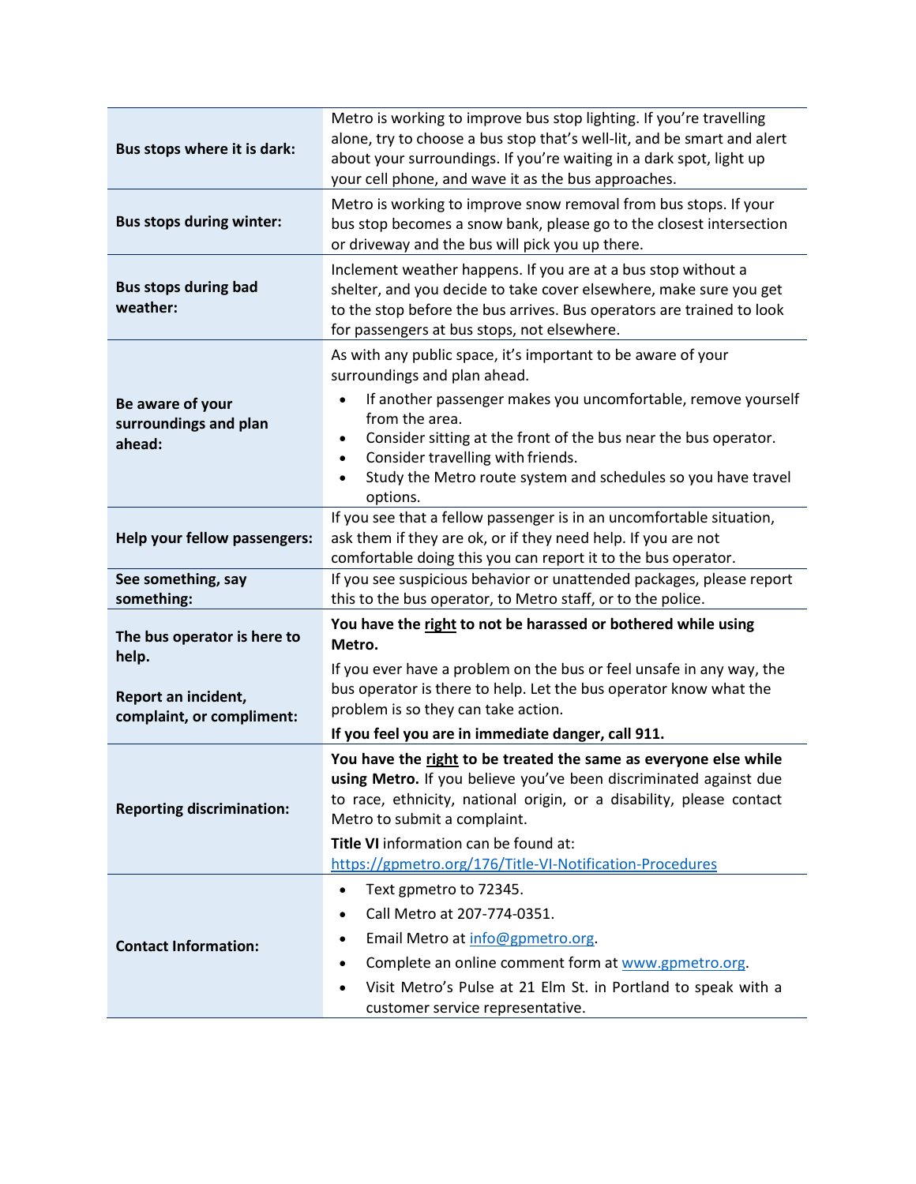| | |
|---|---|
| **Bus stops where it is dark:** | Metro is working to improve bus stop lighting. If you're travelling alone, try to choose a bus stop that's well-lit, and be smart and alert about your surroundings. If you're waiting in a dark spot, light up your cell phone, and wave it as the bus approaches. |
| **Bus stops during winter:** | Metro is working to improve snow removal from bus stops. If your bus stop becomes a snow bank, please go to the closest intersection or driveway and the bus will pick you up there. |
| **Bus stops during bad weather:** | Inclement weather happens. If you are at a bus stop without a shelter, and you decide to take cover elsewhere, make sure you get to the stop before the bus arrives. Bus operators are trained to look for passengers at bus stops, not elsewhere. |
| **Be aware of your surroundings and plan ahead:** | As with any public space, it's important to be aware of your surroundings and plan ahead.<br>• If another passenger makes you uncomfortable, remove yourself from the area.<br>• Consider sitting at the front of the bus near the bus operator.<br>• Consider travelling with friends.<br>• Study the Metro route system and schedules so you have travel options. |
| **Help your fellow passengers:** | If you see that a fellow passenger is in an uncomfortable situation, ask them if they are ok, or if they need help. If you are not comfortable doing this you can report it to the bus operator. |
| **See something, say something:** | If you see suspicious behavior or unattended packages, please report this to the bus operator, to Metro staff, or to the police. |
| **The bus operator is here to help.**<br><br>**Report an incident, complaint, or compliment:** | **You have the <u>right</u> to not be harassed or bothered while using Metro.**<br>If you ever have a problem on the bus or feel unsafe in any way, the bus operator is there to help. Let the bus operator know what the problem is so they can take action.<br>**If you feel you are in immediate danger, call 911.** |
| **Reporting discrimination:** | **You have the <u>right</u> to be treated the same as everyone else while using Metro.** If you believe you've been discriminated against due to race, ethnicity, national origin, or a disability, please contact Metro to submit a complaint.<br>**Title VI** information can be found at: https://gpmetro.org/176/Title-VI-Notification-Procedures |
| **Contact Information:** | • Text gpmetro to 72345.<br>• Call Metro at 207-774-0351.<br>• Email Metro at info@gpmetro.org.<br>• Complete an online comment form at www.gpmetro.org.<br>• Visit Metro's Pulse at 21 Elm St. in Portland to speak with a customer service representative. |